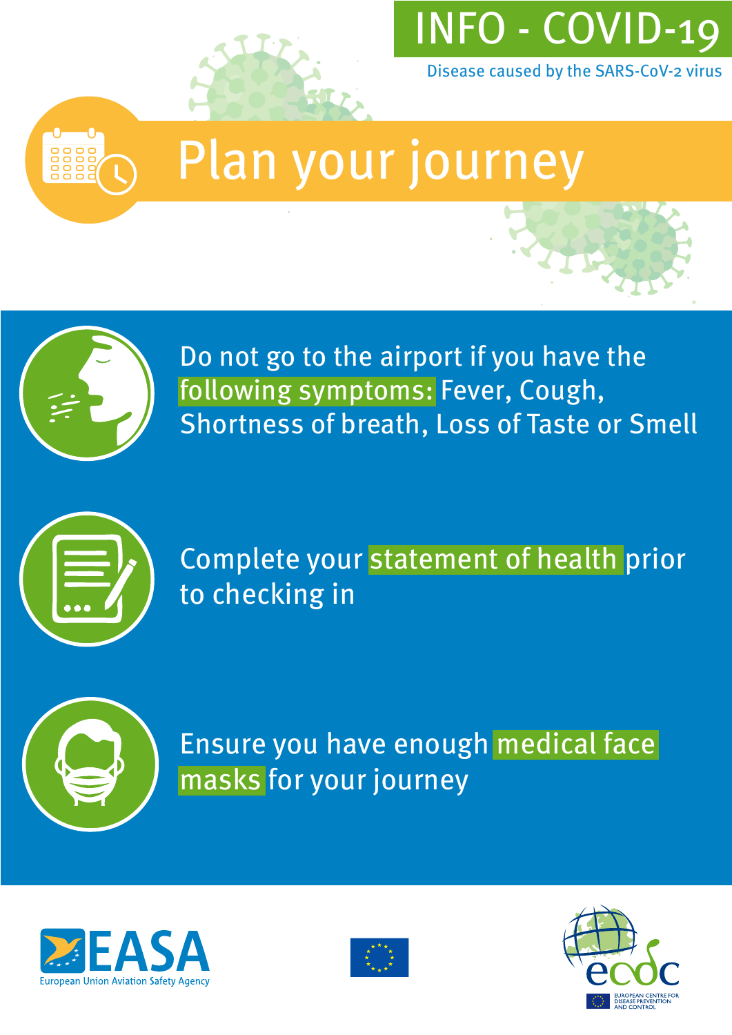# INFO - COVID-19

Disease caused by the SARS-CoV-2 virus

## Plan your journey

Do not go to the airport if you have the following symptoms: Fever, Cough, Shortness of breath, Loss of Taste or Smell

Complete your statement of health prior to checking in

Ensure you have enough medical face masks for your journey

EASA
European Union Aviation Safety Agency

ecdc
EUROPEAN CENTRE FOR DISEASE PREVENTION AND CONTROL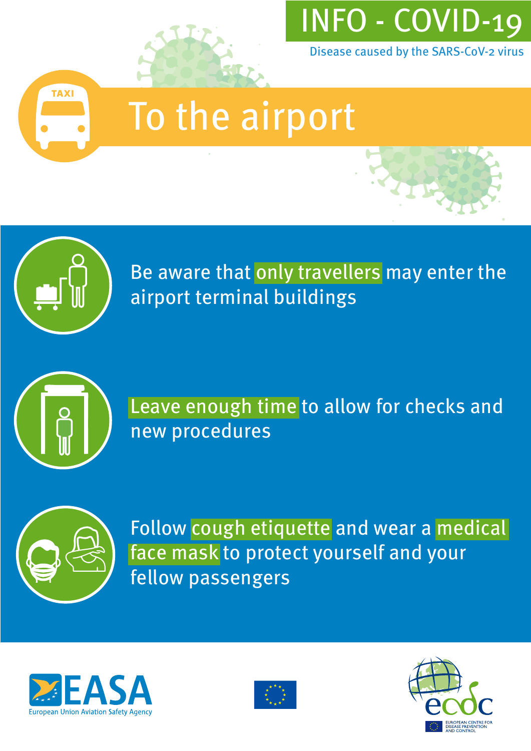# INFO - COVID-19

Disease caused by the SARS-CoV-2 virus

## To the airport

Be aware that **only travellers** may enter the airport terminal buildings

**Leave enough time** to allow for checks and new procedures

Follow **cough etiquette** and wear a **medical face mask** to protect yourself and your fellow passengers

EASA
European Union Aviation Safety Agency

ecdc
EUROPEAN CENTRE FOR DISEASE PREVENTION AND CONTROL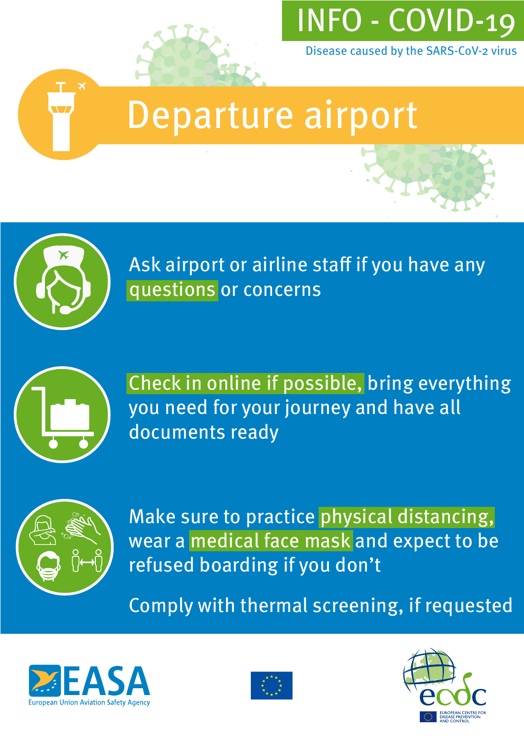INFO - COVID-19

Disease caused by the SARS-CoV-2 virus

# Departure airport

Ask airport or airline staff if you have any **questions** or concerns

**Check in online if possible,** bring everything you need for your journey and have all documents ready

Make sure to practice **physical distancing,** wear a **medical face mask** and expect to be refused boarding if you don't

Comply with thermal screening, if requested

EASA
European Union Aviation Safety Agency

ecdc
EUROPEAN CENTRE FOR DISEASE PREVENTION AND CONTROL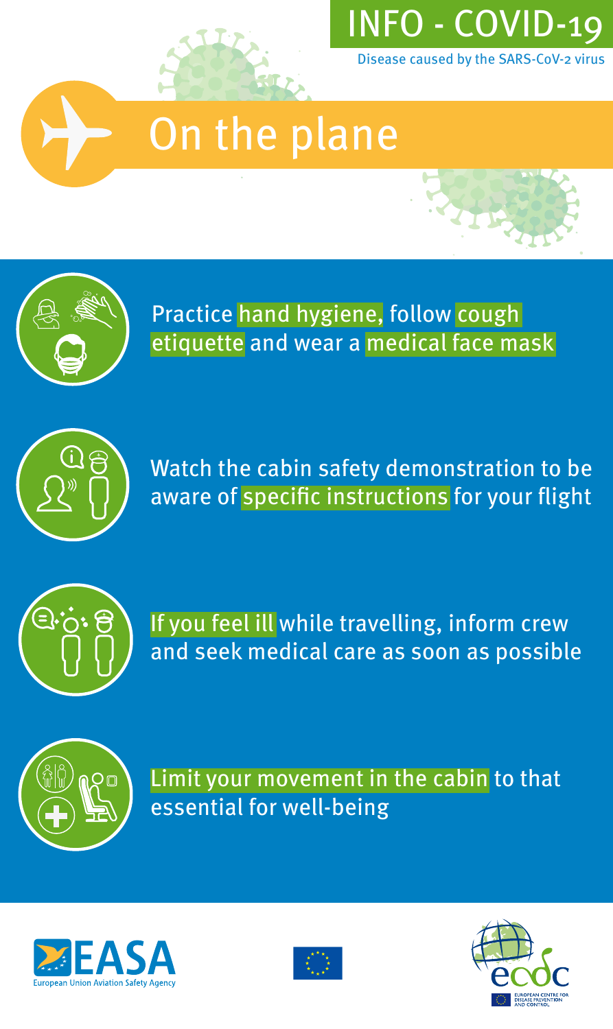INFO - COVID-19

Disease caused by the SARS-CoV-2 virus

# On the plane

- Practice hand hygiene, follow cough etiquette and wear a medical face mask
- Watch the cabin safety demonstration to be aware of specific instructions for your flight
- If you feel ill while travelling, inform crew and seek medical care as soon as possible
- Limit your movement in the cabin to that essential for well-being

EASA European Union Aviation Safety Agency

ecdc EUROPEAN CENTRE FOR DISEASE PREVENTION AND CONTROL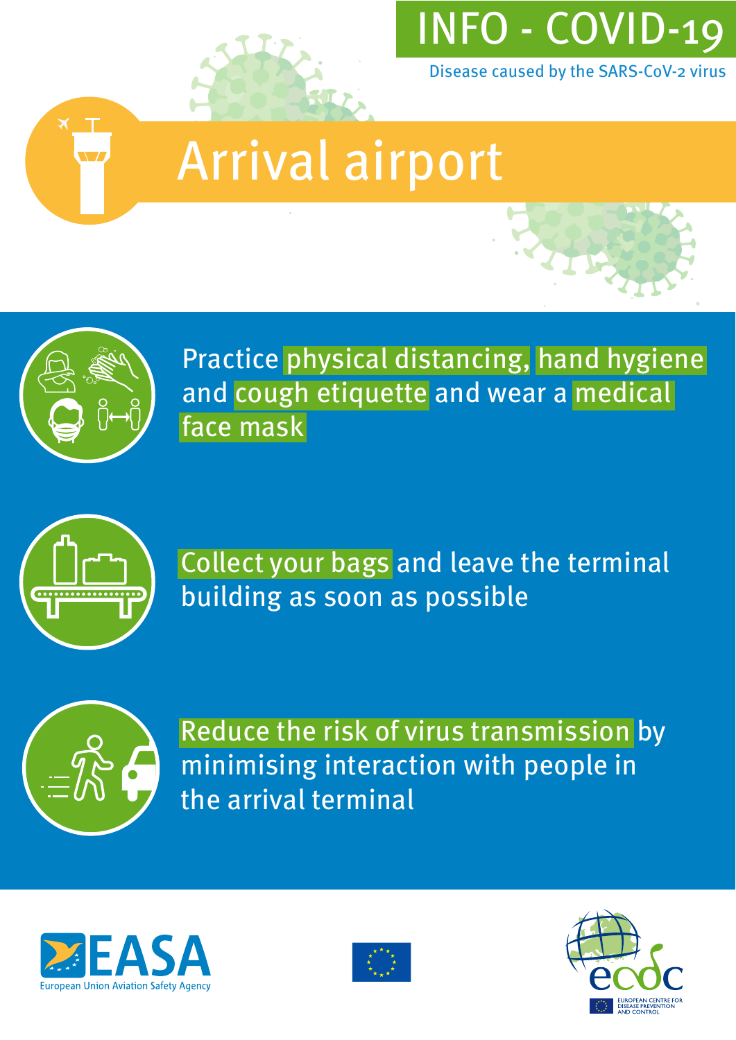INFO - COVID-19

Disease caused by the SARS-CoV-2 virus

# Arrival airport

Practice physical distancing, hand hygiene and cough etiquette and wear a medical face mask

Collect your bags and leave the terminal building as soon as possible

Reduce the risk of virus transmission by minimising interaction with people in the arrival terminal

EASA
European Union Aviation Safety Agency

ecdc
EUROPEAN CENTRE FOR DISEASE PREVENTION AND CONTROL